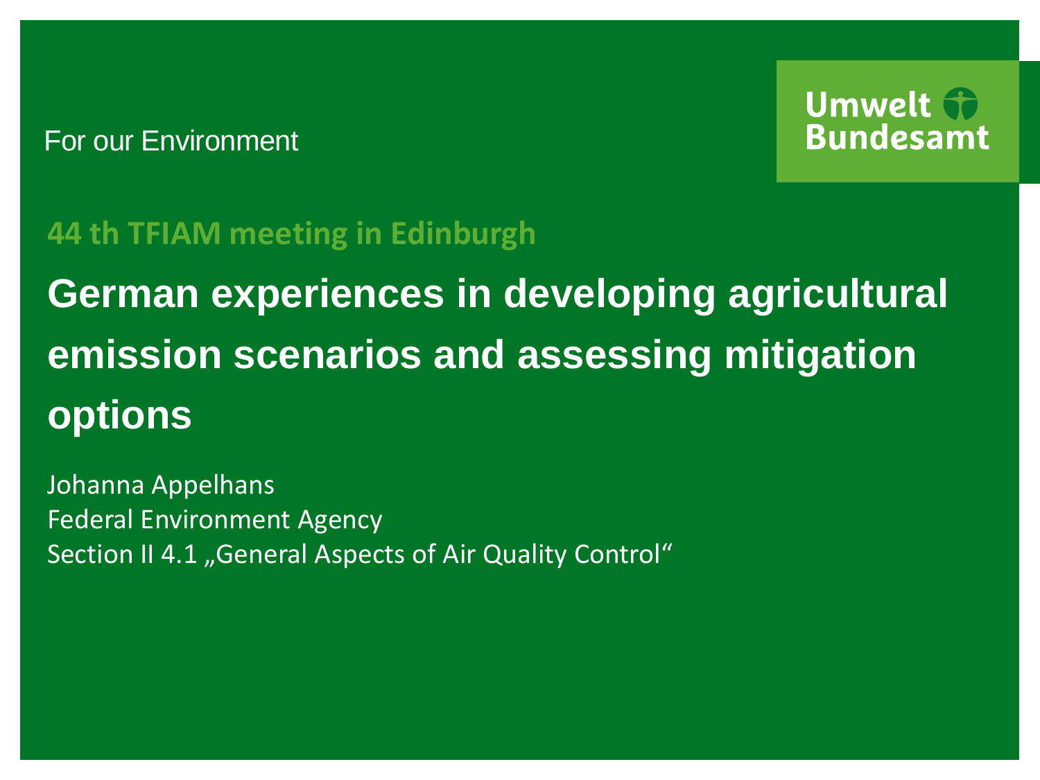For our Environment

Umwelt Bundesamt

44 th TFIAM meeting in Edinburgh

# German experiences in developing agricultural emission scenarios and assessing mitigation options

Johanna Appelhans
Federal Environment Agency
Section II 4.1 „General Aspects of Air Quality Control“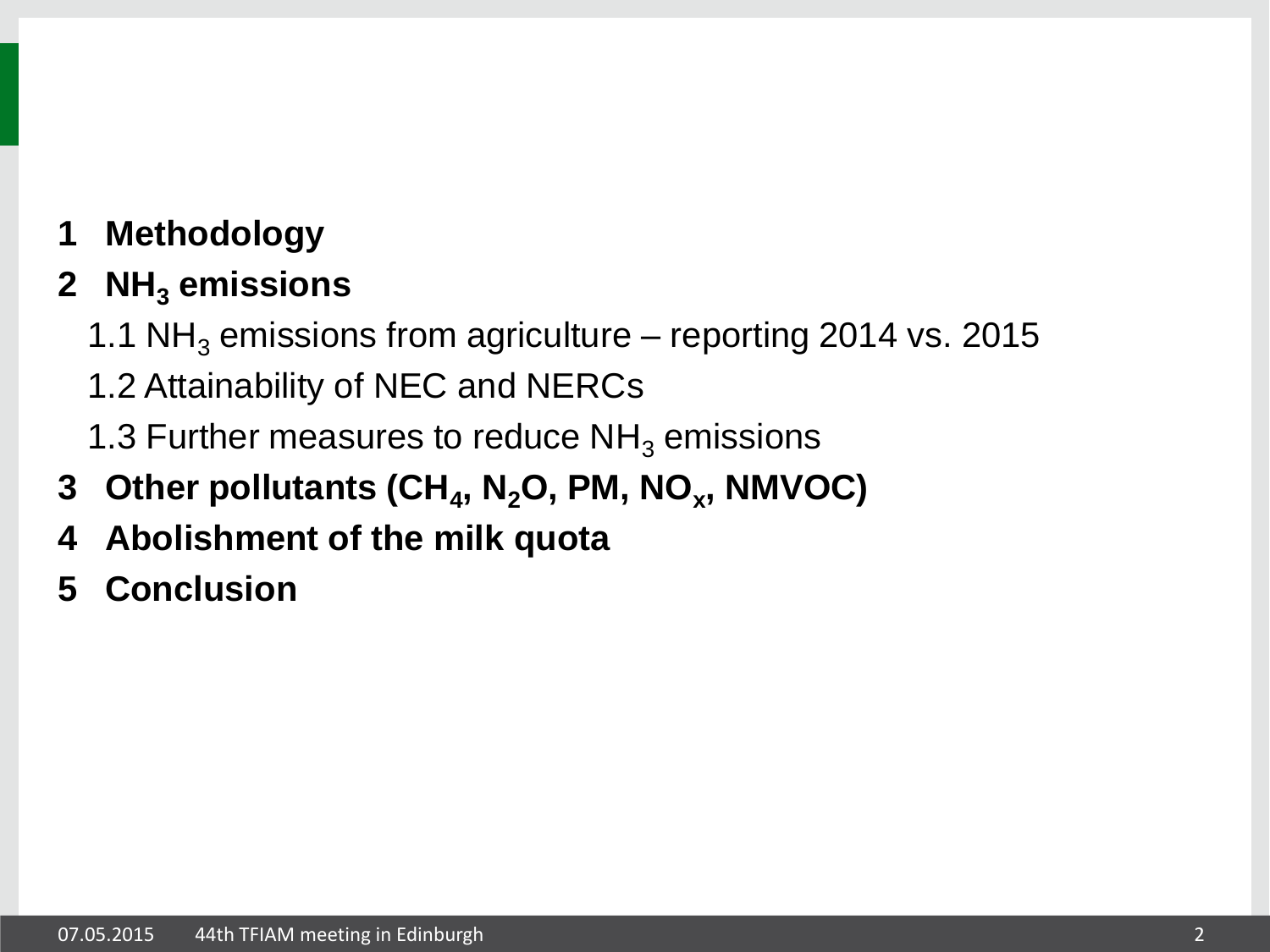**1 Methodology**

**2 $NH_3$ emissions**

1.1 $NH_3$ emissions from agriculture – reporting 2014 vs. 2015

1.2 Attainability of NEC and NERCs

1.3 Further measures to reduce $NH_3$ emissions

**3 Other pollutants ($CH_4$, $N_2O$, PM, $NO_x$, NMVOC)**

**4 Abolishment of the milk quota**

**5 Conclusion**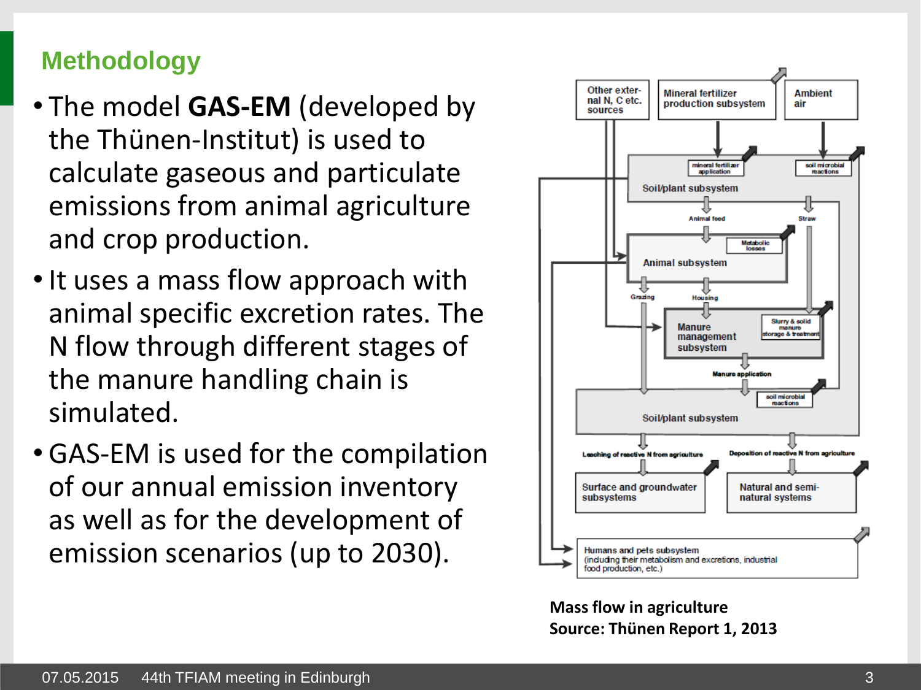## Methodology

- The model **GAS-EM** (developed by the Thünen-Institut) is used to calculate gaseous and particulate emissions from animal agriculture and crop production.
- It uses a mass flow approach with animal specific excretion rates. The N flow through different stages of the manure handling chain is simulated.
- GAS-EM is used for the compilation of our annual emission inventory as well as for the development of emission scenarios (up to 2030).

**Mass flow in agriculture**
**Source: Thünen Report 1, 2013**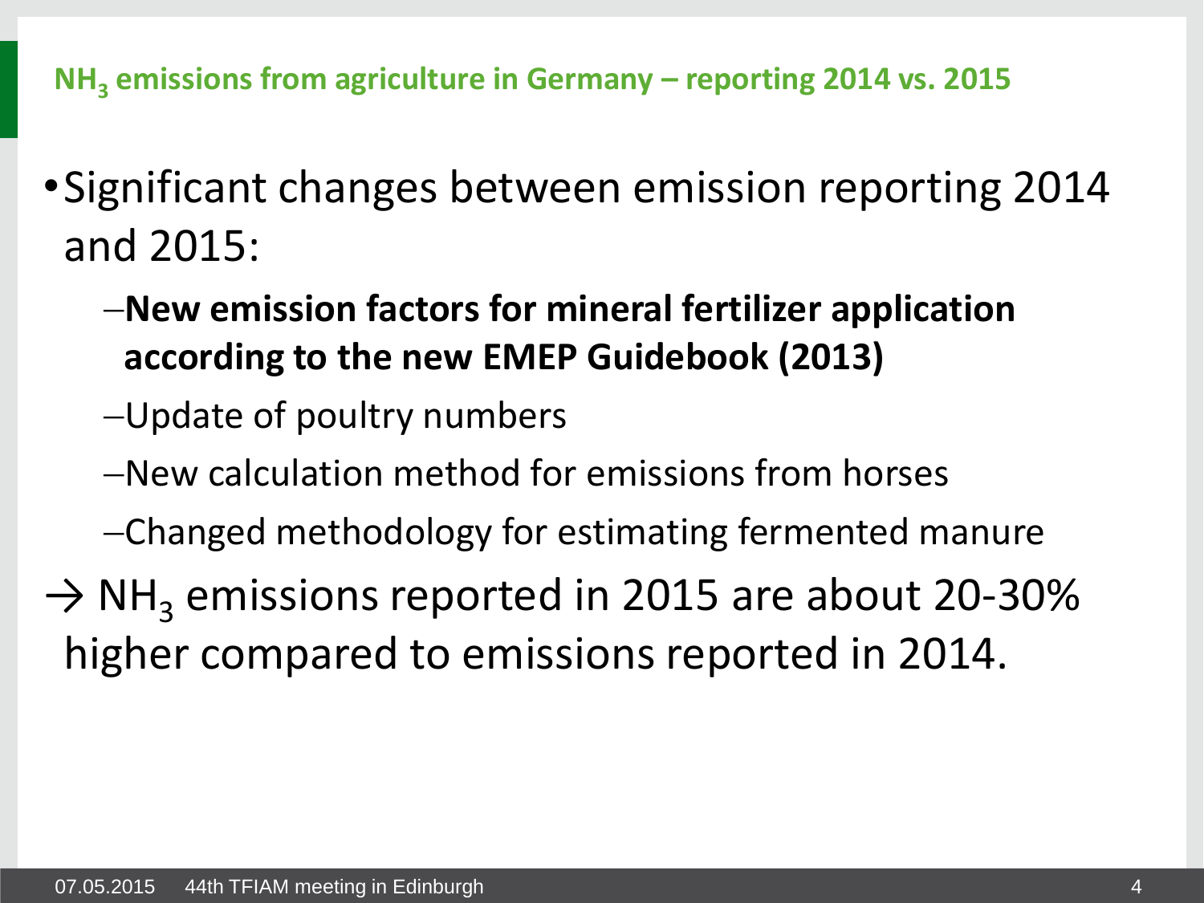## $NH_3$ emissions from agriculture in Germany – reporting 2014 vs. 2015

- Significant changes between emission reporting 2014 and 2015:
  - **New emission factors for mineral fertilizer application according to the new EMEP Guidebook (2013)**
  - Update of poultry numbers
  - New calculation method for emissions from horses
  - Changed methodology for estimating fermented manure

→ $NH_3$ emissions reported in 2015 are about 20-30% higher compared to emissions reported in 2014.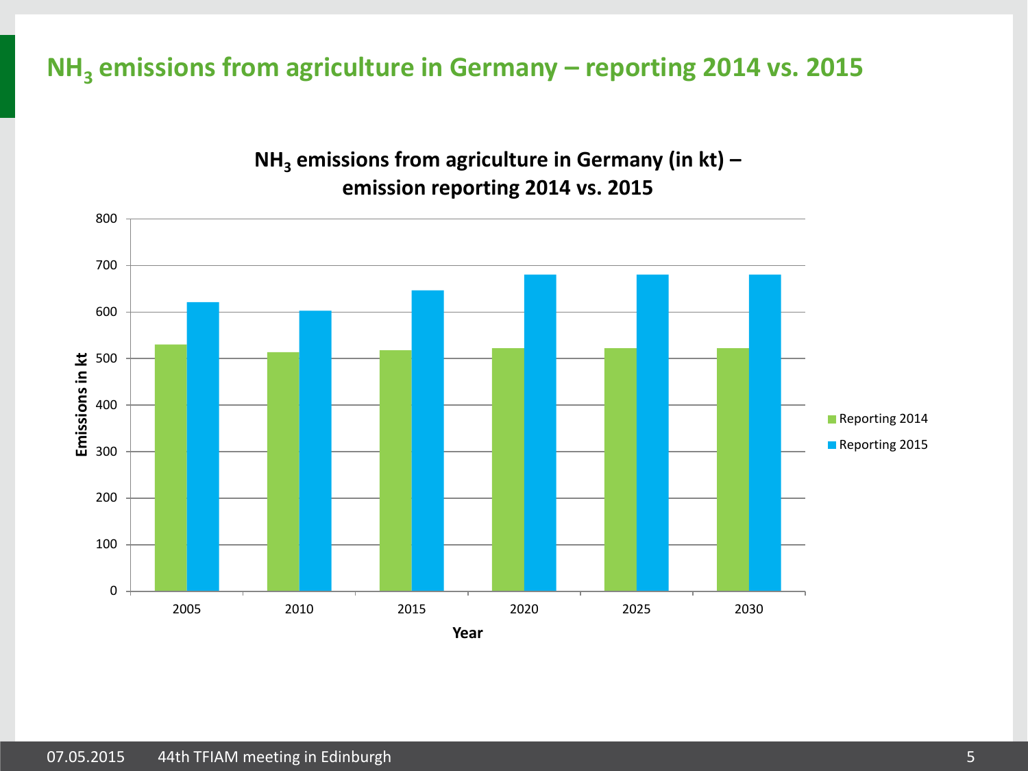# $NH_3$ emissions from agriculture in Germany – reporting 2014 vs. 2015

**$NH_3$ emissions from agriculture in Germany (in kt) – emission reporting 2014 vs. 2015**

| Year | Reporting 2014 | Reporting 2015 |
|---|---|---|
| 2005 | ~530 | ~621 |
| 2010 | ~514 | ~603 |
| 2015 | ~518 | ~647 |
| 2020 | ~522 | ~681 |
| 2025 | ~522 | ~681 |
| 2030 | ~522 | ~681 |

Y-axis: Emissions in kt (0–800); X-axis: Year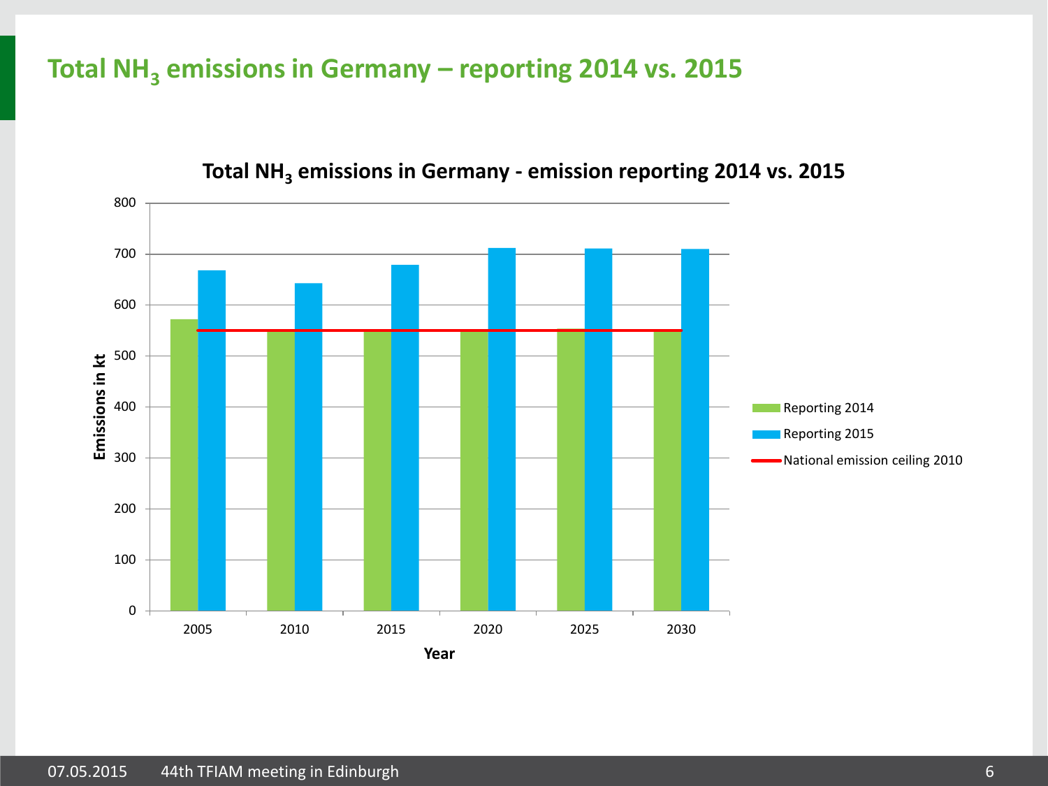# Total $NH_3$ emissions in Germany – reporting 2014 vs. 2015

**Total $NH_3$ emissions in Germany - emission reporting 2014 vs. 2015**

Emissions in kt

800
700
600
500
400
300
200
100
0

2005 2010 2015 2020 2025 2030

Year

Reporting 2014
Reporting 2015
National emission ceiling 2010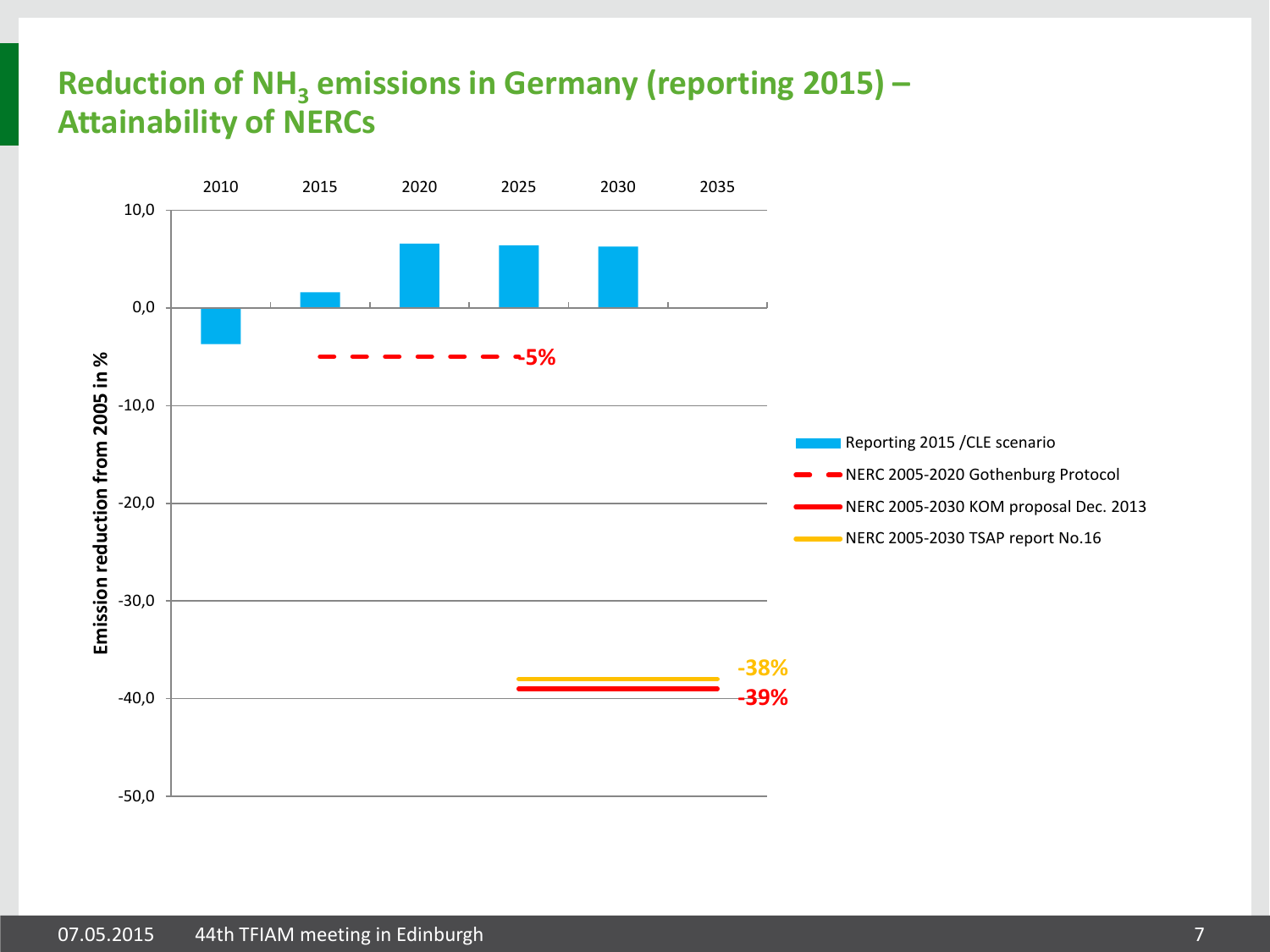# Reduction of $NH_3$ emissions in Germany (reporting 2015) – Attainability of NERCs

Emission reduction from 2005 in %

10,0
0,0
-10,0
-20,0
-30,0
-40,0
-50,0

2010 2015 2020 2025 2030 2035

-5%

-38%

-39%

- Reporting 2015 /CLE scenario
- NERC 2005-2020 Gothenburg Protocol
- NERC 2005-2030 KOM proposal Dec. 2013
- NERC 2005-2030 TSAP report No.16

07.05.2015 44th TFIAM meeting in Edinburgh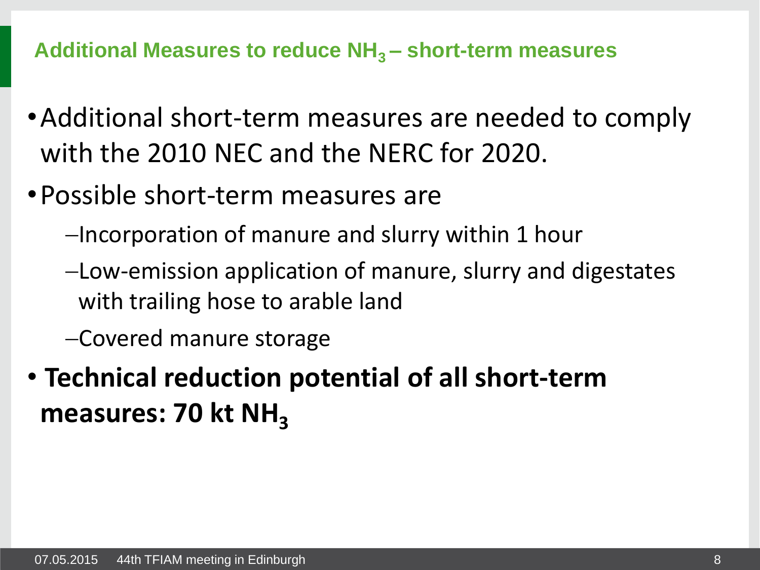## Additional Measures to reduce $NH_3$ – short-term measures

- Additional short-term measures are needed to comply with the 2010 NEC and the NERC for 2020.
- Possible short-term measures are
  - Incorporation of manure and slurry within 1 hour
  - Low-emission application of manure, slurry and digestates with trailing hose to arable land
  - Covered manure storage
- **Technical reduction potential of all short-term measures: 70 kt $NH_3$**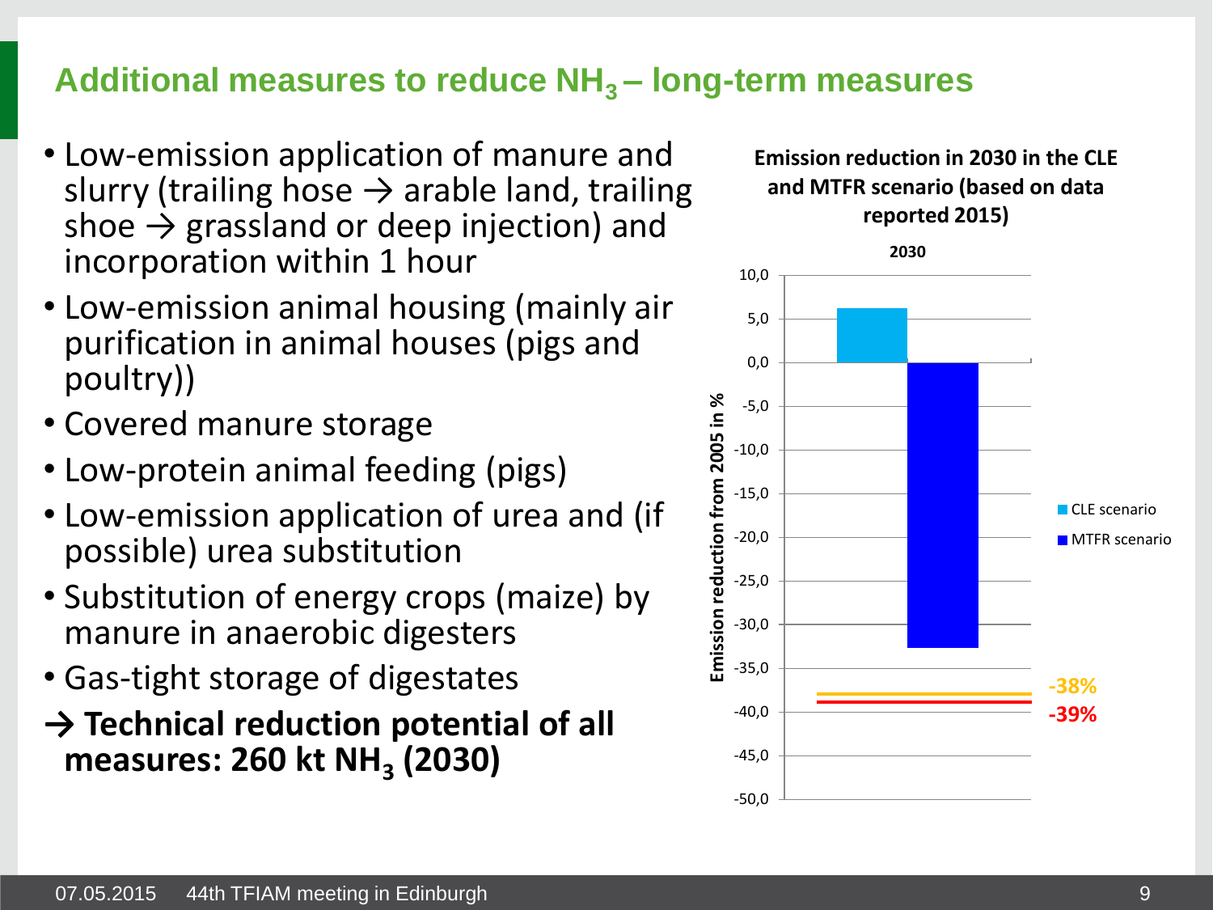## Additional measures to reduce $NH_3$ – long-term measures

- Low-emission application of manure and slurry (trailing hose → arable land, trailing shoe → grassland or deep injection) and incorporation within 1 hour
- Low-emission animal housing (mainly air purification in animal houses (pigs and poultry))
- Covered manure storage
- Low-protein animal feeding (pigs)
- Low-emission application of urea and (if possible) urea substitution
- Substitution of energy crops (maize) by manure in anaerobic digesters
- Gas-tight storage of digestates

**→ Technical reduction potential of all measures: 260 kt $NH_3$ (2030)**

**Emission reduction in 2030 in the CLE and MTFR scenario (based on data reported 2015)**

**2030**

Emission reduction from 2005 in %

- CLE scenario
- MTFR scenario

-38%

-39%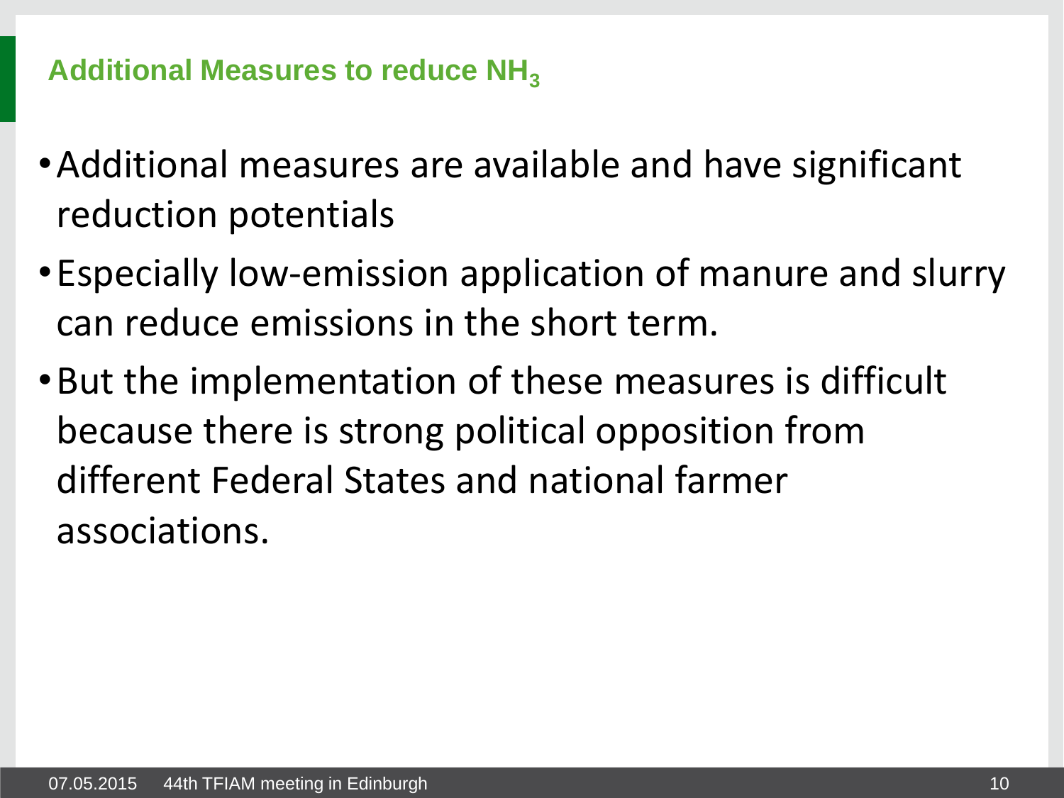## Additional Measures to reduce $NH_3$

- Additional measures are available and have significant reduction potentials
- Especially low-emission application of manure and slurry can reduce emissions in the short term.
- But the implementation of these measures is difficult because there is strong political opposition from different Federal States and national farmer associations.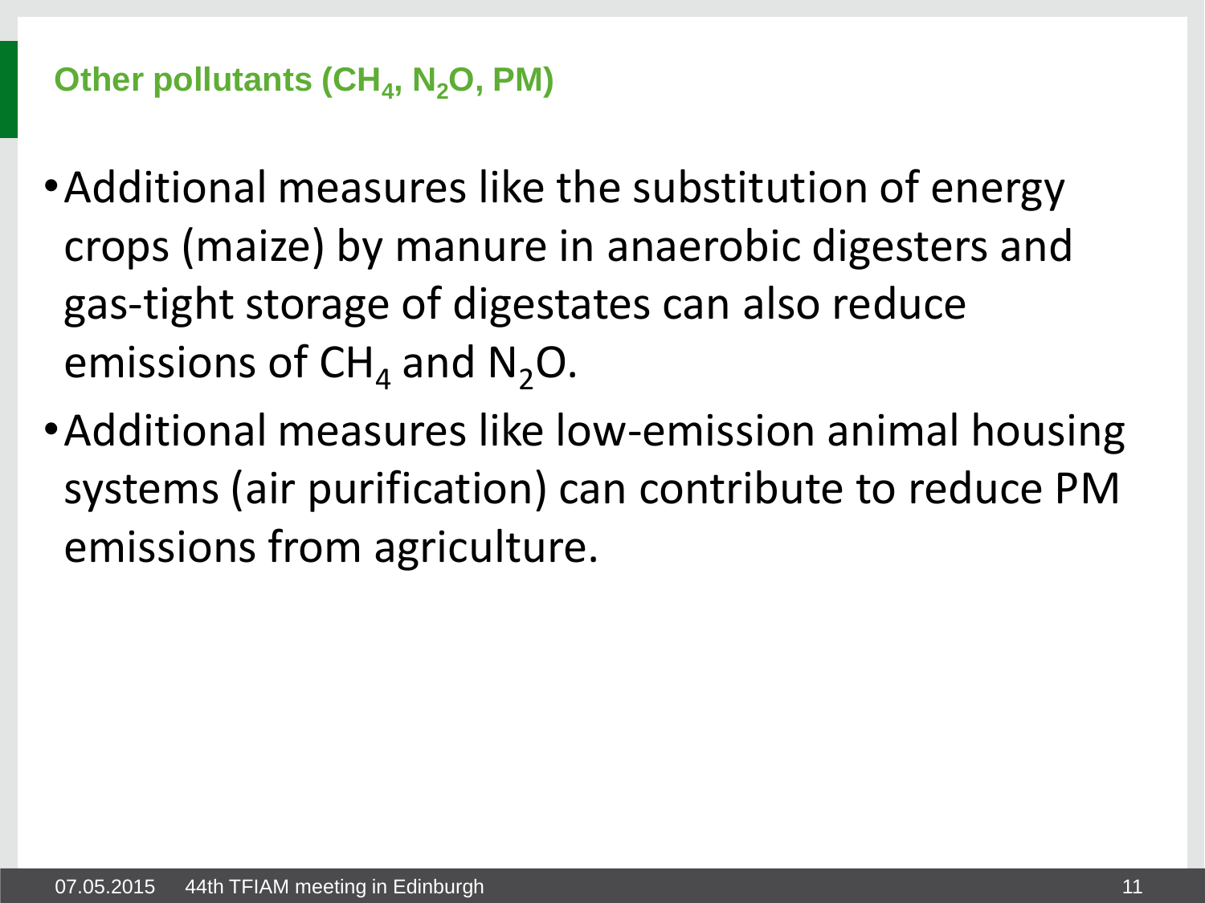## Other pollutants ($CH_4$, $N_2O$, PM)

- Additional measures like the substitution of energy crops (maize) by manure in anaerobic digesters and gas-tight storage of digestates can also reduce emissions of $CH_4$ and $N_2O$.
- Additional measures like low-emission animal housing systems (air purification) can contribute to reduce PM emissions from agriculture.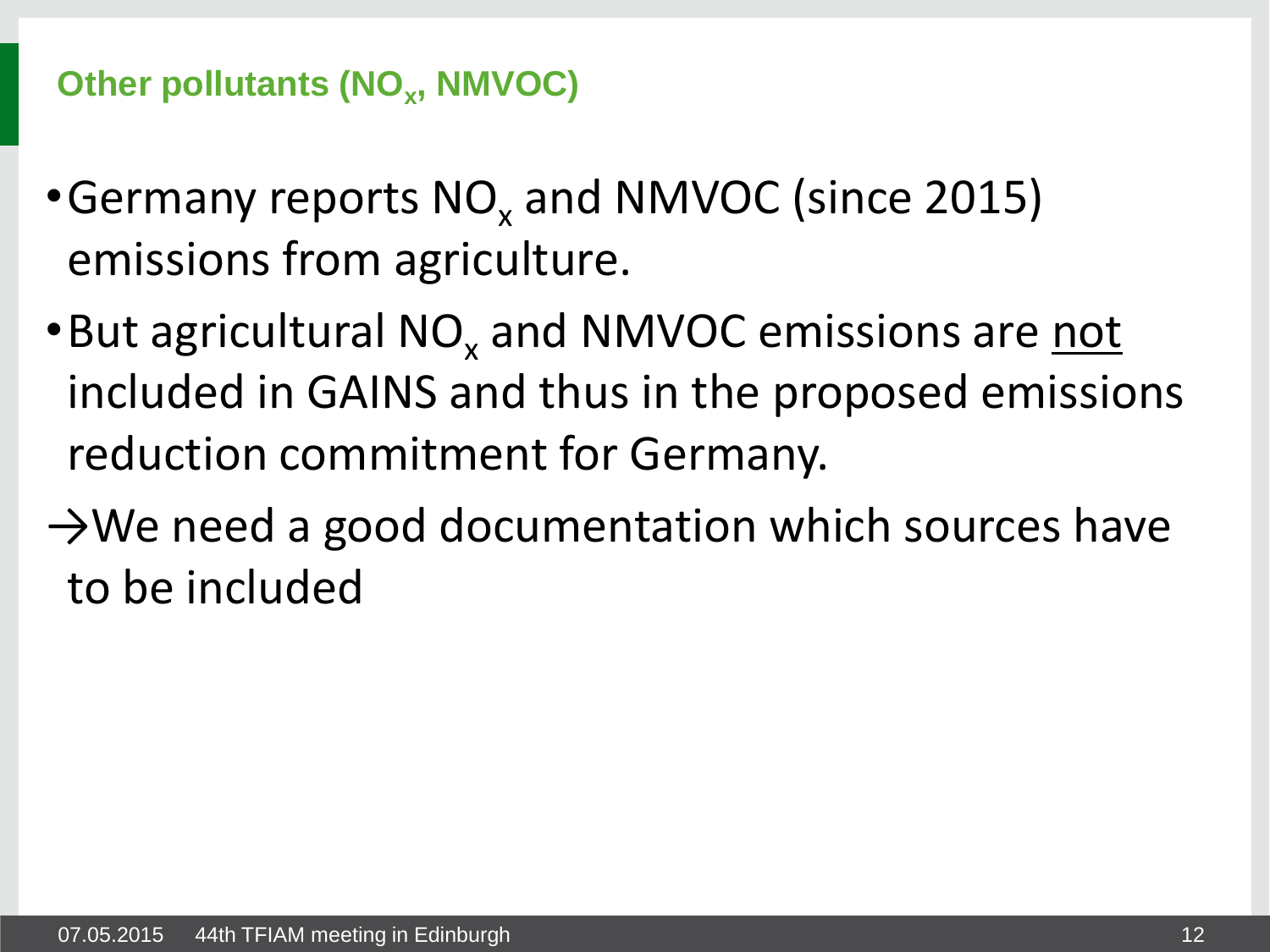## Other pollutants ($NO_x$, NMVOC)

- Germany reports $NO_x$ and NMVOC (since 2015) emissions from agriculture.
- But agricultural $NO_x$ and NMVOC emissions are <u>not</u> included in GAINS and thus in the proposed emissions reduction commitment for Germany.

→We need a good documentation which sources have to be included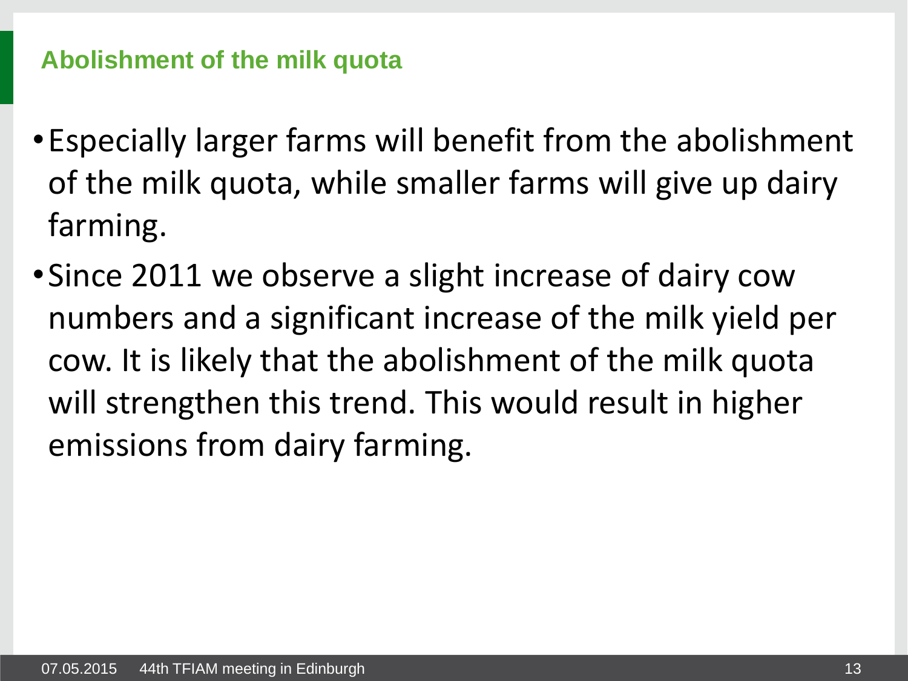## Abolishment of the milk quota

- Especially larger farms will benefit from the abolishment of the milk quota, while smaller farms will give up dairy farming.
- Since 2011 we observe a slight increase of dairy cow numbers and a significant increase of the milk yield per cow. It is likely that the abolishment of the milk quota will strengthen this trend. This would result in higher emissions from dairy farming.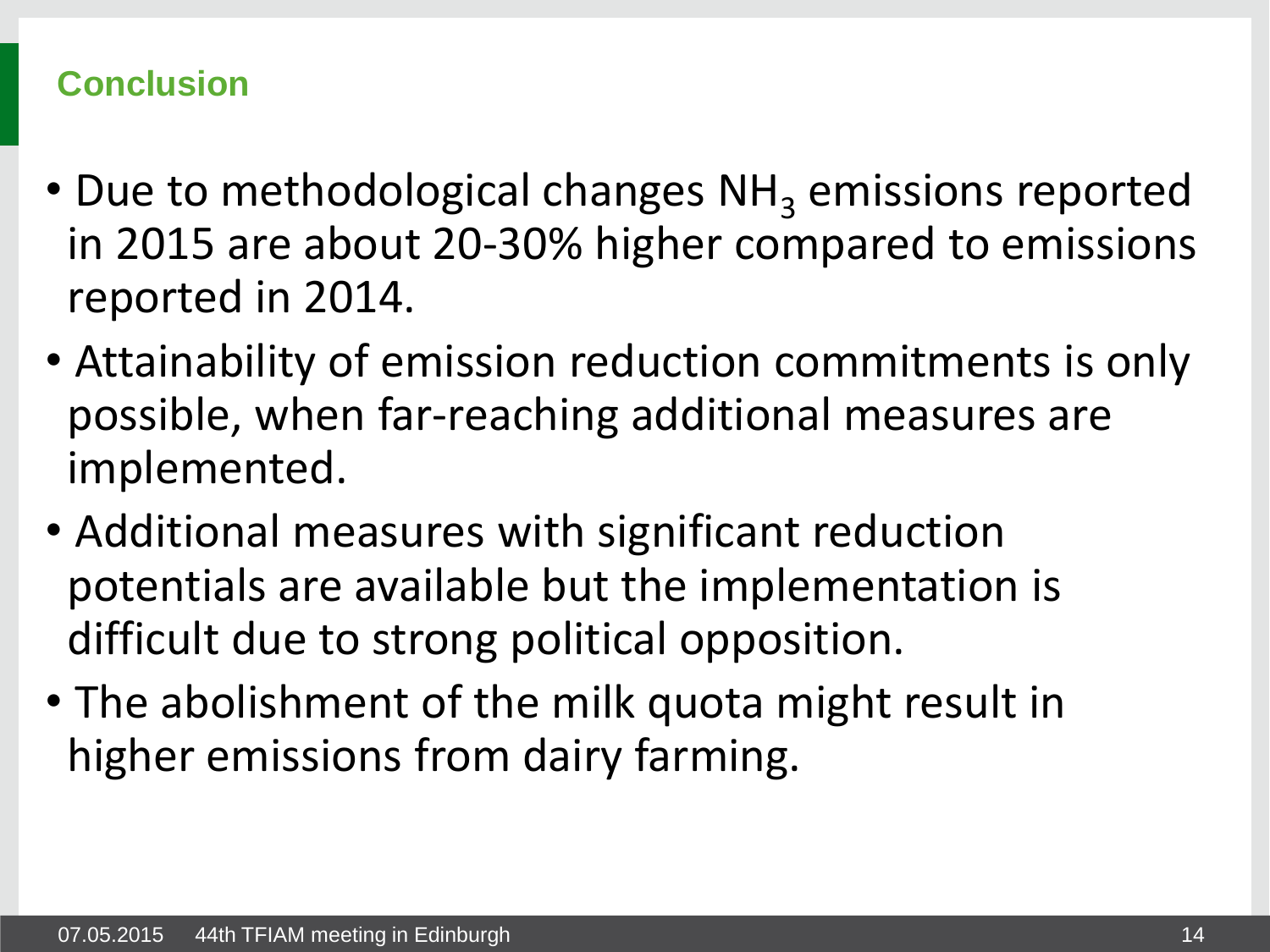## Conclusion

- Due to methodological changes $NH_3$ emissions reported in 2015 are about 20-30% higher compared to emissions reported in 2014.
- Attainability of emission reduction commitments is only possible, when far-reaching additional measures are implemented.
- Additional measures with significant reduction potentials are available but the implementation is difficult due to strong political opposition.
- The abolishment of the milk quota might result in higher emissions from dairy farming.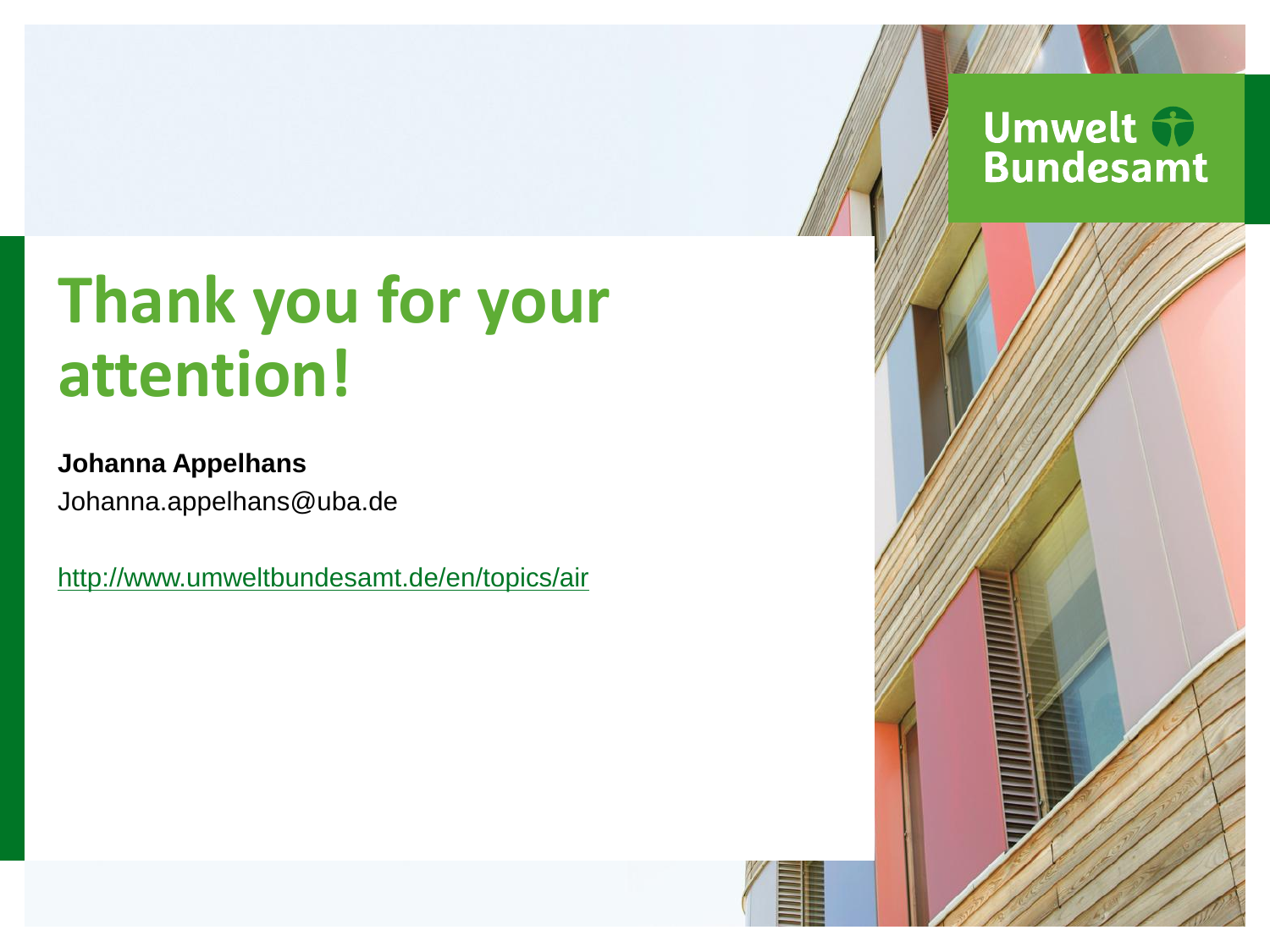Umwelt Bundesamt

# Thank you for your attention!

**Johanna Appelhans**

Johanna.appelhans@uba.de

http://www.umweltbundesamt.de/en/topics/air